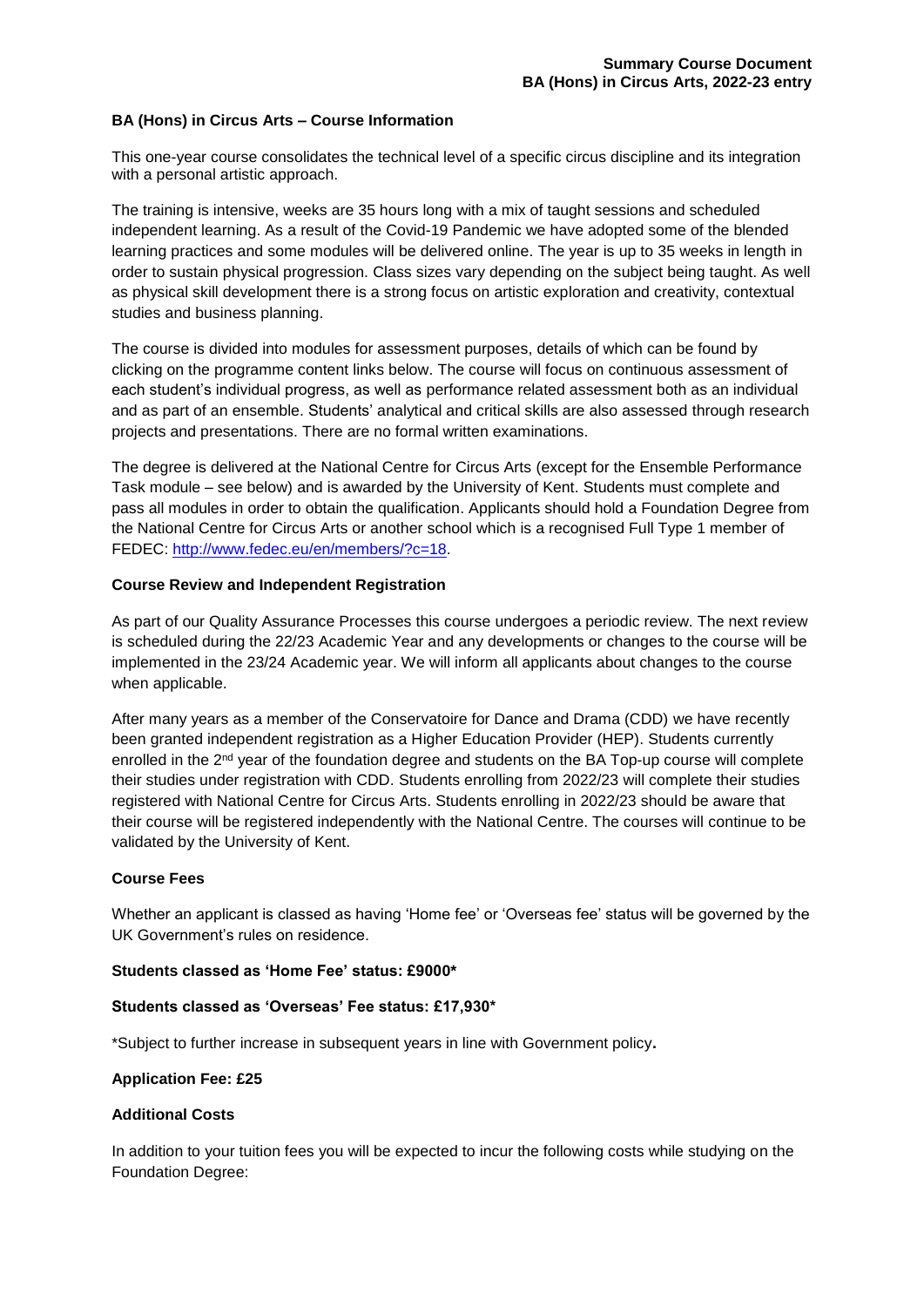**Summary Course Document**
**BA (Hons) in Circus Arts, 2022-23 entry**

## BA (Hons) in Circus Arts – Course Information

This one-year course consolidates the technical level of a specific circus discipline and its integration with a personal artistic approach.

The training is intensive, weeks are 35 hours long with a mix of taught sessions and scheduled independent learning. As a result of the Covid-19 Pandemic we have adopted some of the blended learning practices and some modules will be delivered online. The year is up to 35 weeks in length in order to sustain physical progression. Class sizes vary depending on the subject being taught. As well as physical skill development there is a strong focus on artistic exploration and creativity, contextual studies and business planning.

The course is divided into modules for assessment purposes, details of which can be found by clicking on the programme content links below. The course will focus on continuous assessment of each student's individual progress, as well as performance related assessment both as an individual and as part of an ensemble. Students' analytical and critical skills are also assessed through research projects and presentations. There are no formal written examinations.

The degree is delivered at the National Centre for Circus Arts (except for the Ensemble Performance Task module – see below) and is awarded by the University of Kent. Students must complete and pass all modules in order to obtain the qualification. Applicants should hold a Foundation Degree from the National Centre for Circus Arts or another school which is a recognised Full Type 1 member of FEDEC: http://www.fedec.eu/en/members/?c=18.

## Course Review and Independent Registration

As part of our Quality Assurance Processes this course undergoes a periodic review. The next review is scheduled during the 22/23 Academic Year and any developments or changes to the course will be implemented in the 23/24 Academic year. We will inform all applicants about changes to the course when applicable.

After many years as a member of the Conservatoire for Dance and Drama (CDD) we have recently been granted independent registration as a Higher Education Provider (HEP). Students currently enrolled in the 2nd year of the foundation degree and students on the BA Top-up course will complete their studies under registration with CDD. Students enrolling from 2022/23 will complete their studies registered with National Centre for Circus Arts. Students enrolling in 2022/23 should be aware that their course will be registered independently with the National Centre. The courses will continue to be validated by the University of Kent.

## Course Fees

Whether an applicant is classed as having 'Home fee' or 'Overseas fee' status will be governed by the UK Government's rules on residence.

**Students classed as 'Home Fee' status: £9000***

**Students classed as 'Overseas' Fee status: £17,930***

*Subject to further increase in subsequent years in line with Government policy**.**

**Application Fee: £25**

## Additional Costs

In addition to your tuition fees you will be expected to incur the following costs while studying on the Foundation Degree: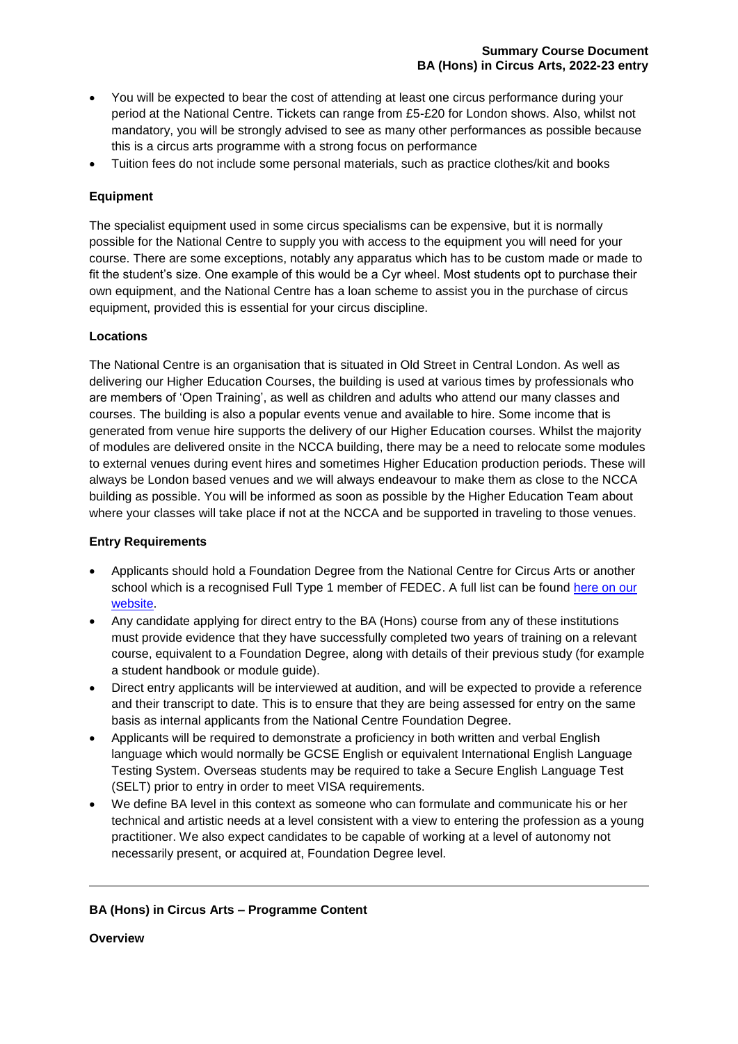- You will be expected to bear the cost of attending at least one circus performance during your period at the National Centre. Tickets can range from £5-£20 for London shows. Also, whilst not mandatory, you will be strongly advised to see as many other performances as possible because this is a circus arts programme with a strong focus on performance
- Tuition fees do not include some personal materials, such as practice clothes/kit and books

**Equipment**

The specialist equipment used in some circus specialisms can be expensive, but it is normally possible for the National Centre to supply you with access to the equipment you will need for your course. There are some exceptions, notably any apparatus which has to be custom made or made to fit the student's size. One example of this would be a Cyr wheel. Most students opt to purchase their own equipment, and the National Centre has a loan scheme to assist you in the purchase of circus equipment, provided this is essential for your circus discipline.

**Locations**

The National Centre is an organisation that is situated in Old Street in Central London. As well as delivering our Higher Education Courses, the building is used at various times by professionals who are members of 'Open Training', as well as children and adults who attend our many classes and courses. The building is also a popular events venue and available to hire. Some income that is generated from venue hire supports the delivery of our Higher Education courses. Whilst the majority of modules are delivered onsite in the NCCA building, there may be a need to relocate some modules to external venues during event hires and sometimes Higher Education production periods. These will always be London based venues and we will always endeavour to make them as close to the NCCA building as possible. You will be informed as soon as possible by the Higher Education Team about where your classes will take place if not at the NCCA and be supported in traveling to those venues.

**Entry Requirements**

- Applicants should hold a Foundation Degree from the National Centre for Circus Arts or another school which is a recognised Full Type 1 member of FEDEC. A full list can be found [here on our website](#).
- Any candidate applying for direct entry to the BA (Hons) course from any of these institutions must provide evidence that they have successfully completed two years of training on a relevant course, equivalent to a Foundation Degree, along with details of their previous study (for example a student handbook or module guide).
- Direct entry applicants will be interviewed at audition, and will be expected to provide a reference and their transcript to date. This is to ensure that they are being assessed for entry on the same basis as internal applicants from the National Centre Foundation Degree.
- Applicants will be required to demonstrate a proficiency in both written and verbal English language which would normally be GCSE English or equivalent International English Language Testing System. Overseas students may be required to take a Secure English Language Test (SELT) prior to entry in order to meet VISA requirements.
- We define BA level in this context as someone who can formulate and communicate his or her technical and artistic needs at a level consistent with a view to entering the profession as a young practitioner. We also expect candidates to be capable of working at a level of autonomy not necessarily present, or acquired at, Foundation Degree level.

---

**BA (Hons) in Circus Arts – Programme Content**

**Overview**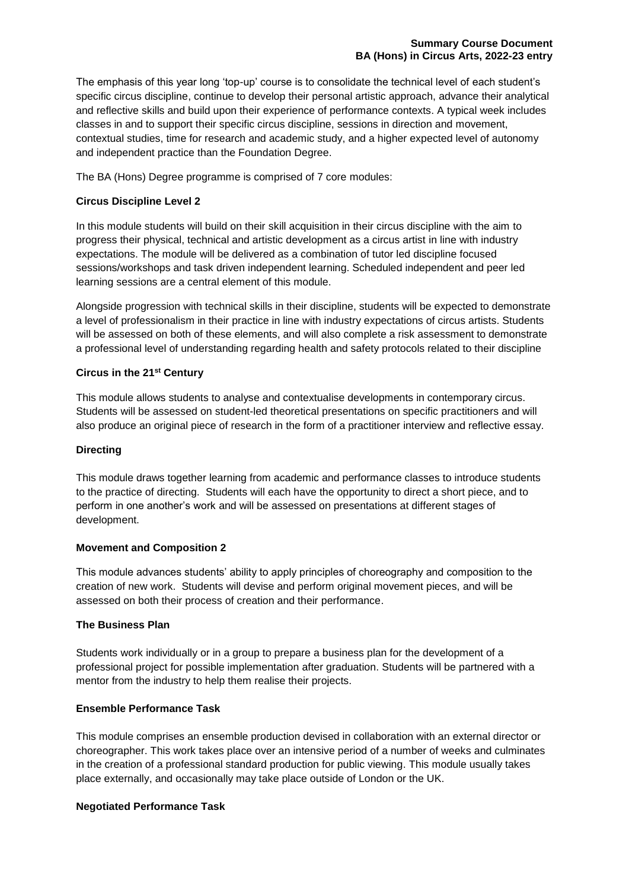The emphasis of this year long 'top-up' course is to consolidate the technical level of each student's specific circus discipline, continue to develop their personal artistic approach, advance their analytical and reflective skills and build upon their experience of performance contexts. A typical week includes classes in and to support their specific circus discipline, sessions in direction and movement, contextual studies, time for research and academic study, and a higher expected level of autonomy and independent practice than the Foundation Degree.

The BA (Hons) Degree programme is comprised of 7 core modules:

**Circus Discipline Level 2**

In this module students will build on their skill acquisition in their circus discipline with the aim to progress their physical, technical and artistic development as a circus artist in line with industry expectations. The module will be delivered as a combination of tutor led discipline focused sessions/workshops and task driven independent learning. Scheduled independent and peer led learning sessions are a central element of this module.

Alongside progression with technical skills in their discipline, students will be expected to demonstrate a level of professionalism in their practice in line with industry expectations of circus artists. Students will be assessed on both of these elements, and will also complete a risk assessment to demonstrate a professional level of understanding regarding health and safety protocols related to their discipline

**Circus in the 21st Century**

This module allows students to analyse and contextualise developments in contemporary circus. Students will be assessed on student-led theoretical presentations on specific practitioners and will also produce an original piece of research in the form of a practitioner interview and reflective essay.

**Directing**

This module draws together learning from academic and performance classes to introduce students to the practice of directing. Students will each have the opportunity to direct a short piece, and to perform in one another's work and will be assessed on presentations at different stages of development.

**Movement and Composition 2**

This module advances students' ability to apply principles of choreography and composition to the creation of new work. Students will devise and perform original movement pieces, and will be assessed on both their process of creation and their performance.

**The Business Plan**

Students work individually or in a group to prepare a business plan for the development of a professional project for possible implementation after graduation. Students will be partnered with a mentor from the industry to help them realise their projects.

**Ensemble Performance Task**

This module comprises an ensemble production devised in collaboration with an external director or choreographer. This work takes place over an intensive period of a number of weeks and culminates in the creation of a professional standard production for public viewing. This module usually takes place externally, and occasionally may take place outside of London or the UK.

**Negotiated Performance Task**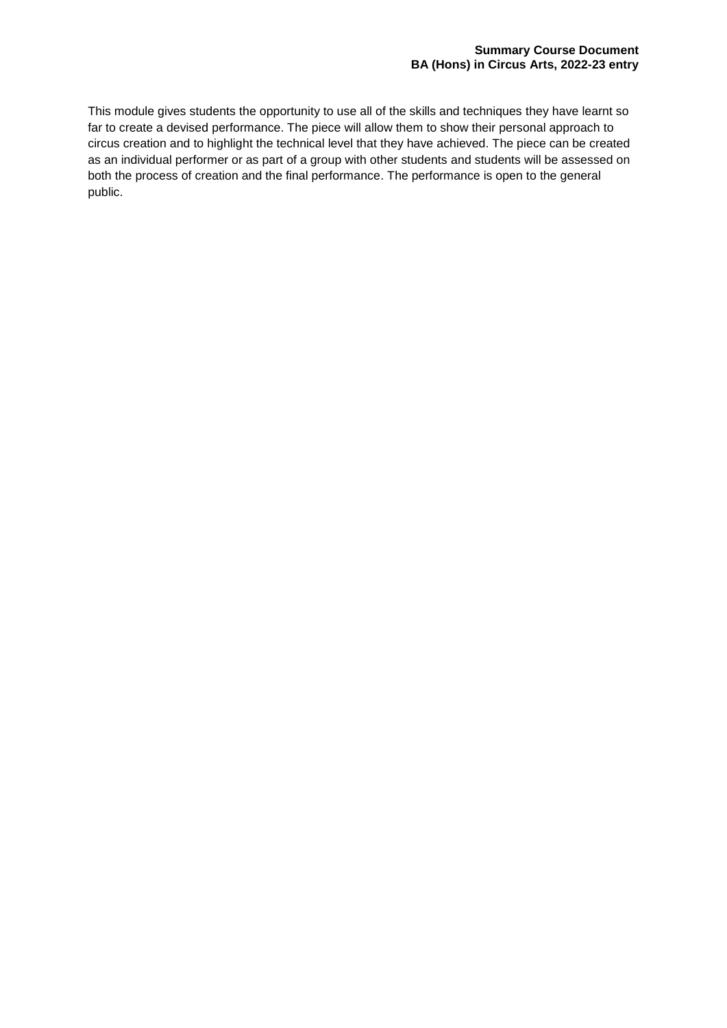This module gives students the opportunity to use all of the skills and techniques they have learnt so far to create a devised performance. The piece will allow them to show their personal approach to circus creation and to highlight the technical level that they have achieved. The piece can be created as an individual performer or as part of a group with other students and students will be assessed on both the process of creation and the final performance. The performance is open to the general public.